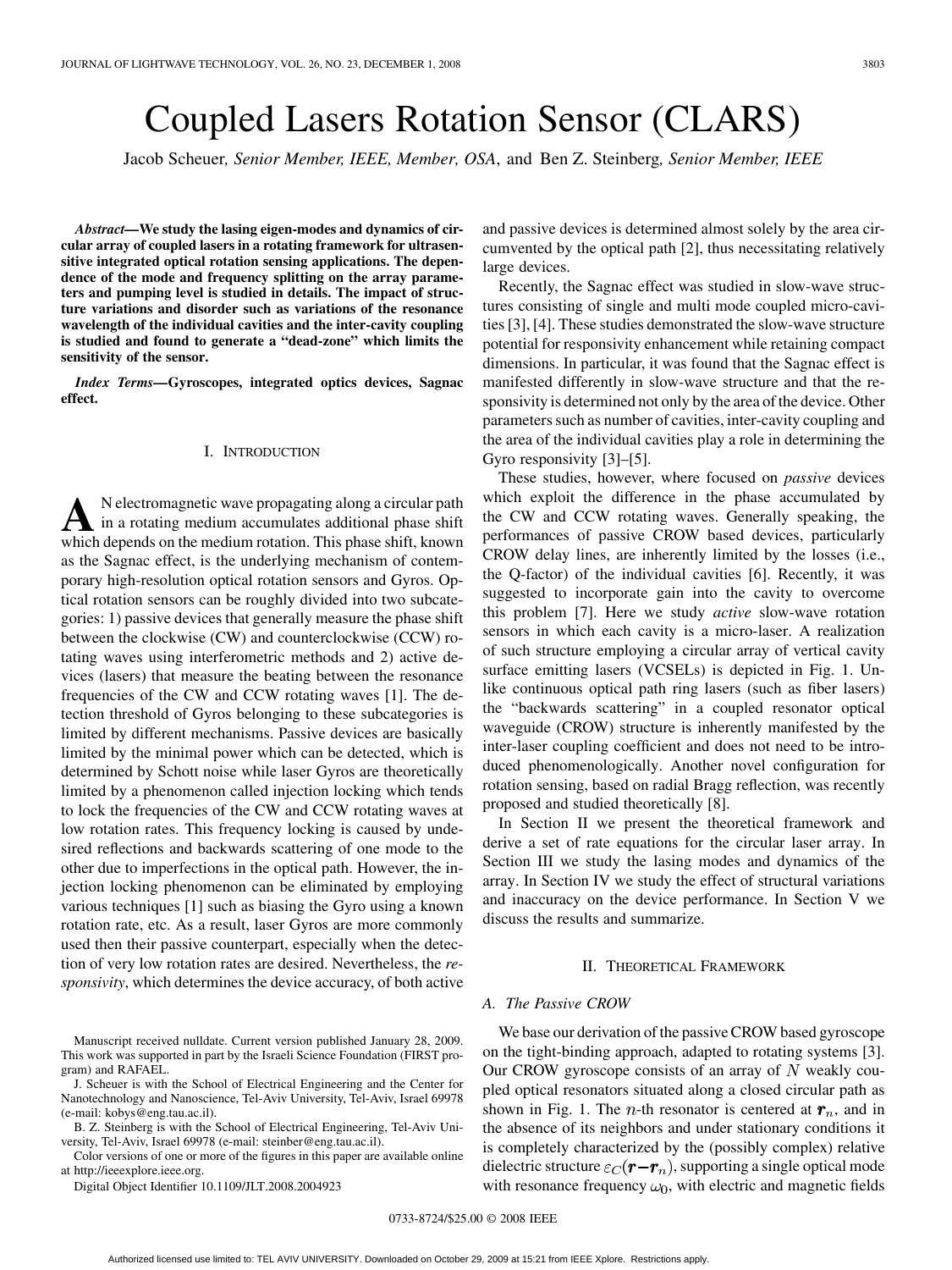# Coupled Lasers Rotation Sensor (CLARS)

Jacob Scheuer, *Senior Member, IEEE, Member, OSA*, and Ben Z. Steinberg, *Senior Member, IEEE*

***Abstract*—We study the lasing eigen-modes and dynamics of circular array of coupled lasers in a rotating framework for ultrasensitive integrated optical rotation sensing applications. The dependence of the mode and frequency splitting on the array parameters and pumping level is studied in details. The impact of structure variations and disorder such as variations of the resonance wavelength of the individual cavities and the inter-cavity coupling is studied and found to generate a "dead-zone" which limits the sensitivity of the sensor.**

***Index Terms*—Gyroscopes, integrated optics devices, Sagnac effect.**

## I. Introduction

An electromagnetic wave propagating along a circular path in a rotating medium accumulates additional phase shift which depends on the medium rotation. This phase shift, known as the Sagnac effect, is the underlying mechanism of contemporary high-resolution optical rotation sensors and Gyros. Optical rotation sensors can be roughly divided into two subcategories: 1) passive devices that generally measure the phase shift between the clockwise (CW) and counterclockwise (CCW) rotating waves using interferometric methods and 2) active devices (lasers) that measure the beating between the resonance frequencies of the CW and CCW rotating waves [1]. The detection threshold of Gyros belonging to these subcategories is limited by different mechanisms. Passive devices are basically limited by the minimal power which can be detected, which is determined by Schott noise while laser Gyros are theoretically limited by a phenomenon called injection locking which tends to lock the frequencies of the CW and CCW rotating waves at low rotation rates. This frequency locking is caused by undesired reflections and backwards scattering of one mode to the other due to imperfections in the optical path. However, the injection locking phenomenon can be eliminated by employing various techniques [1] such as biasing the Gyro using a known rotation rate, etc. As a result, laser Gyros are more commonly used then their passive counterpart, especially when the detection of very low rotation rates are desired. Nevertheless, the *responsivity*, which determines the device accuracy, of both active and passive devices is determined almost solely by the area circumvented by the optical path [2], thus necessitating relatively large devices.

Recently, the Sagnac effect was studied in slow-wave structures consisting of single and multi mode coupled micro-cavities [3], [4]. These studies demonstrated the slow-wave structure potential for responsivity enhancement while retaining compact dimensions. In particular, it was found that the Sagnac effect is manifested differently in slow-wave structure and that the responsivity is determined not only by the area of the device. Other parameters such as number of cavities, inter-cavity coupling and the area of the individual cavities play a role in determining the Gyro responsivity [3]–[5].

These studies, however, where focused on *passive* devices which exploit the difference in the phase accumulated by the CW and CCW rotating waves. Generally speaking, the performances of passive CROW based devices, particularly CROW delay lines, are inherently limited by the losses (i.e., the Q-factor) of the individual cavities [6]. Recently, it was suggested to incorporate gain into the cavity to overcome this problem [7]. Here we study *active* slow-wave rotation sensors in which each cavity is a micro-laser. A realization of such structure employing a circular array of vertical cavity surface emitting lasers (VCSELs) is depicted in Fig. 1. Unlike continuous optical path ring lasers (such as fiber lasers) the "backwards scattering" in a coupled resonator optical waveguide (CROW) structure is inherently manifested by the inter-laser coupling coefficient and does not need to be introduced phenomenologically. Another novel configuration for rotation sensing, based on radial Bragg reflection, was recently proposed and studied theoretically [8].

In Section II we present the theoretical framework and derive a set of rate equations for the circular laser array. In Section III we study the lasing modes and dynamics of the array. In Section IV we study the effect of structural variations and inaccuracy on the device performance. In Section V we discuss the results and summarize.

## II. Theoretical Framework

### A. The Passive CROW

We base our derivation of the passive CROW based gyroscope on the tight-binding approach, adapted to rotating systems [3]. Our CROW gyroscope consists of an array of $N$ weakly coupled optical resonators situated along a closed circular path as shown in Fig. 1. The $n$-th resonator is centered at $\boldsymbol{r}_n$, and in the absence of its neighbors and under stationary conditions it is completely characterized by the (possibly complex) relative dielectric structure $\varepsilon_C(\boldsymbol{r}-\boldsymbol{r}_n)$, supporting a single optical mode with resonance frequency $\omega_0$, with electric and magnetic fields

Manuscript received nulldate. Current version published January 28, 2009. This work was supported in part by the Israeli Science Foundation (FIRST program) and RAFAEL.

J. Scheuer is with the School of Electrical Engineering and the Center for Nanotechnology and Nanoscience, Tel-Aviv University, Tel-Aviv, Israel 69978 (e-mail: kobys@eng.tau.ac.il).

B. Z. Steinberg is with the School of Electrical Engineering, Tel-Aviv University, Tel-Aviv, Israel 69978 (e-mail: steinber@eng.tau.ac.il).

Color versions of one or more of the figures in this paper are available online at http://ieeexplore.ieee.org.

Digital Object Identifier 10.1109/JLT.2008.2004923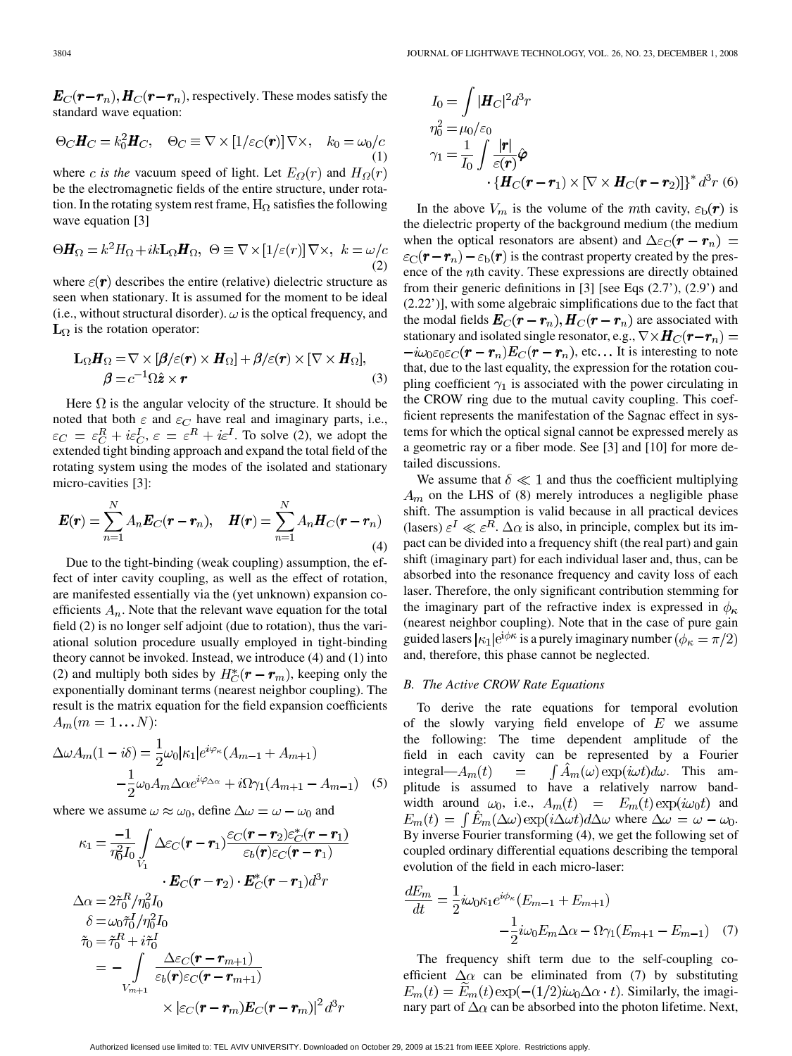$\boldsymbol{E}_C(\boldsymbol{r}-\boldsymbol{r}_n), \boldsymbol{H}_C(\boldsymbol{r}-\boldsymbol{r}_n)$, respectively. These modes satisfy the standard wave equation:

$$\Theta_C \boldsymbol{H}_C = k_0^2 \boldsymbol{H}_C, \quad \Theta_C \equiv \nabla \times [1/\varepsilon_C(\boldsymbol{r})] \nabla \times, \quad k_0 = \omega_0/c \tag{1}$$

where $c$ *is the* vacuum speed of light. Let $E_\Omega(r)$ and $H_\Omega(r)$ be the electromagnetic fields of the entire structure, under rotation. In the rotating system rest frame, $\mathrm{H}_\Omega$ satisfies the following wave equation [3]

$$\Theta \boldsymbol{H}_\Omega = k^2 H_\Omega + ik \mathbf{L}_\Omega \boldsymbol{H}_\Omega, \;\; \Theta \equiv \nabla \times [1/\varepsilon(r)] \nabla \times, \;\; k = \omega/c \tag{2}$$

where $\varepsilon(\boldsymbol{r})$ describes the entire (relative) dielectric structure as seen when stationary. It is assumed for the moment to be ideal (i.e., without structural disorder). $\omega$ is the optical frequency, and $\mathbf{L}_\Omega$ is the rotation operator:

$$\mathbf{L}_\Omega \boldsymbol{H}_\Omega = \nabla \times [\boldsymbol{\beta}/\varepsilon(\boldsymbol{r}) \times \boldsymbol{H}_\Omega] + \boldsymbol{\beta}/\varepsilon(\boldsymbol{r}) \times [\nabla \times \boldsymbol{H}_\Omega],$$
$$\boldsymbol{\beta} = c^{-1} \Omega \hat{\boldsymbol{z}} \times \boldsymbol{r} \tag{3}$$

Here $\Omega$ is the angular velocity of the structure. It should be noted that both $\varepsilon$ and $\varepsilon_C$ have real and imaginary parts, i.e., $\varepsilon_C = \varepsilon_C^R + i\varepsilon_C^I$, $\varepsilon = \varepsilon^R + i\varepsilon^I$. To solve (2), we adopt the extended tight binding approach and expand the total field of the rotating system using the modes of the isolated and stationary micro-cavities [3]:

$$\boldsymbol{E}(\boldsymbol{r}) = \sum_{n=1}^{N} A_n \boldsymbol{E}_C(\boldsymbol{r}-\boldsymbol{r}_n), \quad \boldsymbol{H}(\boldsymbol{r}) = \sum_{n=1}^{N} A_n \boldsymbol{H}_C(\boldsymbol{r}-\boldsymbol{r}_n) \tag{4}$$

Due to the tight-binding (weak coupling) assumption, the effect of inter cavity coupling, as well as the effect of rotation, are manifested essentially via the (yet unknown) expansion coefficients $A_n$. Note that the relevant wave equation for the total field (2) is no longer self adjoint (due to rotation), thus the variational solution procedure usually employed in tight-binding theory cannot be invoked. Instead, we introduce (4) and (1) into (2) and multiply both sides by $H_C^*(\boldsymbol{r}-\boldsymbol{r}_m)$, keeping only the exponentially dominant terms (nearest neighbor coupling). The result is the matrix equation for the field expansion coefficients $A_m (m = 1 \ldots N)$:

$$\Delta\omega A_m(1 - i\delta) = \frac{1}{2}\omega_0 |\kappa_1| e^{i\varphi_\kappa}(A_{m-1} + A_{m+1}) - \frac{1}{2}\omega_0 A_m \Delta\alpha e^{i\varphi_{\Delta\alpha}} + i\Omega\gamma_1(A_{m+1} - A_{m-1}) \tag{5}$$

where we assume $\omega \approx \omega_0$, define $\Delta\omega = \omega - \omega_0$ and

$$\kappa_1 = \frac{-1}{\eta_0^2 I_0} \int_{V_1} \Delta\varepsilon_C(\boldsymbol{r}-\boldsymbol{r}_1) \frac{\varepsilon_C(\boldsymbol{r}-\boldsymbol{r}_2)\varepsilon_C^*(\boldsymbol{r}-\boldsymbol{r}_1)}{\varepsilon_b(\boldsymbol{r})\varepsilon_C(\boldsymbol{r}-\boldsymbol{r}_1)} \cdot \boldsymbol{E}_C(\boldsymbol{r}-\boldsymbol{r}_2) \cdot \boldsymbol{E}_C^*(\boldsymbol{r}-\boldsymbol{r}_1) d^3r$$
$$\Delta\alpha = 2\tilde{\tau}_0^R / \eta_0^2 I_0$$
$$\delta = \omega_0 \tilde{\tau}_0^I / \eta_0^2 I_0$$
$$\tilde{\tau}_0 = \tilde{\tau}_0^R + i\tilde{\tau}_0^I = -\int_{V_{m+1}} \frac{\Delta\varepsilon_C(\boldsymbol{r}-\boldsymbol{r}_{m+1})}{\varepsilon_b(\boldsymbol{r})\varepsilon_C(\boldsymbol{r}-\boldsymbol{r}_{m+1})} \times |\varepsilon_C(\boldsymbol{r}-\boldsymbol{r}_m)\boldsymbol{E}_C(\boldsymbol{r}-\boldsymbol{r}_m)|^2 d^3r$$
$$I_0 = \int |\boldsymbol{H}_C|^2 d^3r$$
$$\eta_0^2 = \mu_0/\varepsilon_0$$
$$\gamma_1 = \frac{1}{I_0}\int \frac{|\boldsymbol{r}|}{\varepsilon(\boldsymbol{r})} \hat{\boldsymbol{\varphi}} \cdot \{\boldsymbol{H}_C(\boldsymbol{r}-\boldsymbol{r}_1) \times [\nabla \times \boldsymbol{H}_C(\boldsymbol{r}-\boldsymbol{r}_2)]\}^* d^3r \tag{6}$$

In the above $V_m$ is the volume of the $m$th cavity, $\varepsilon_\mathrm{b}(\boldsymbol{r})$ is the dielectric property of the background medium (the medium when the optical resonators are absent) and $\Delta\varepsilon_\mathrm{C}(\boldsymbol{r}-\boldsymbol{r}_n) = \varepsilon_\mathrm{C}(\boldsymbol{r}-\boldsymbol{r}_n) - \varepsilon_\mathrm{b}(\boldsymbol{r})$ is the contrast property created by the presence of the $n$th cavity. These expressions are directly obtained from their generic definitions in [3] [see Eqs (2.7'), (2.9') and (2.22')], with some algebraic simplifications due to the fact that the modal fields $\boldsymbol{E}_C(\boldsymbol{r}-\boldsymbol{r}_n), \boldsymbol{H}_C(\boldsymbol{r}-\boldsymbol{r}_n)$ are associated with stationary and isolated single resonator, e.g., $\nabla \times \boldsymbol{H}_C(\boldsymbol{r}-\boldsymbol{r}_n) = -i\omega_0\varepsilon_0\varepsilon_C(\boldsymbol{r}-\boldsymbol{r}_n)\boldsymbol{E}_C(\boldsymbol{r}-\boldsymbol{r}_n)$, etc... It is interesting to note that, due to the last equality, the expression for the rotation coupling coefficient $\gamma_1$ is associated with the power circulating in the CROW ring due to the mutual cavity coupling. This coefficient represents the manifestation of the Sagnac effect in systems for which the optical signal cannot be expressed merely as a geometric ray or a fiber mode. See [3] and [10] for more detailed discussions.

We assume that $\delta \ll 1$ and thus the coefficient multiplying $A_m$ on the LHS of (8) merely introduces a negligible phase shift. The assumption is valid because in all practical devices (lasers) $\varepsilon^I \ll \varepsilon^R$. $\Delta\alpha$ is also, in principle, complex but its impact can be divided into a frequency shift (the real part) and gain shift (imaginary part) for each individual laser and, thus, can be absorbed into the resonance frequency and cavity loss of each laser. Therefore, the only significant contribution stemming for the imaginary part of the refractive index is expressed in $\phi_\kappa$ (nearest neighbor coupling). Note that in the case of pure gain guided lasers $|\kappa_1|e^{i\phi_\kappa}$ is a purely imaginary number ($\phi_\kappa = \pi/2$) and, therefore, this phase cannot be neglected.

### B. The Active CROW Rate Equations

To derive the rate equations for temporal evolution of the slowly varying field envelope of $E$ we assume the following: The time dependent amplitude of the field in each cavity can be represented by a Fourier integral—$A_m(t) = \int \hat{A}_m(\omega)\exp(i\omega t)d\omega$. This amplitude is assumed to have a relatively narrow bandwidth around $\omega_0$, i.e., $A_m(t) = E_m(t)\exp(i\omega_0 t)$ and $E_m(t) = \int \hat{E}_m(\Delta\omega)\exp(i\Delta\omega t)d\Delta\omega$ where $\Delta\omega = \omega - \omega_0$. By inverse Fourier transforming (4), we get the following set of coupled ordinary differential equations describing the temporal evolution of the field in each micro-laser:

$$\frac{dE_m}{dt} = \frac{1}{2}i\omega_0\kappa_1 e^{i\phi_\kappa}(E_{m-1} + E_{m+1}) - \frac{1}{2}i\omega_0 E_m \Delta\alpha - \Omega\gamma_1(E_{m+1} - E_{m-1}) \tag{7}$$

The frequency shift term due to the self-coupling coefficient $\Delta\alpha$ can be eliminated from (7) by substituting $E_m(t) = \widetilde{E}_m(t)\exp(-(1/2)i\omega_0\Delta\alpha \cdot t)$. Similarly, the imaginary part of $\Delta\alpha$ can be absorbed into the photon lifetime. Next,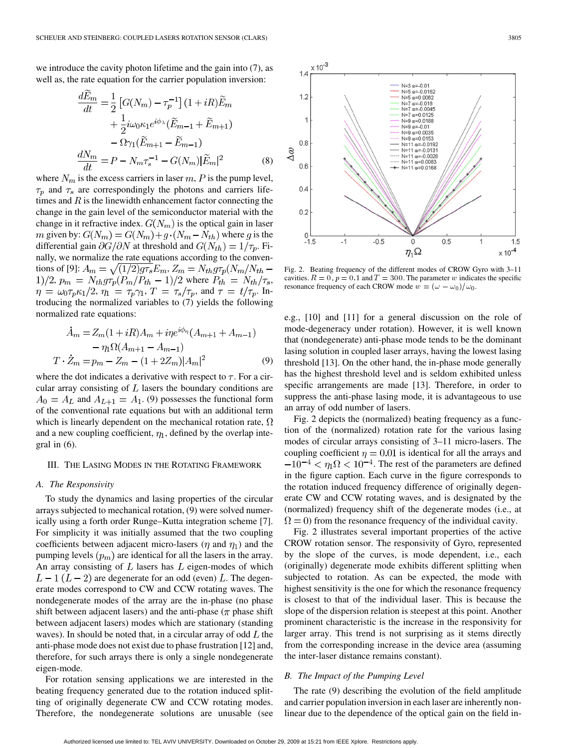we introduce the cavity photon lifetime and the gain into (7), as well as, the rate equation for the carrier population inversion:

$$\frac{d\widetilde{E}_m}{dt} = \frac{1}{2}\left[G(N_m) - \tau_p^{-1}\right](1+iR)\widetilde{E}_m + \frac{1}{2}i\omega_0\kappa_1 e^{i\phi_\lambda}(\widetilde{E}_{m-1} + \widetilde{E}_{m+1}) - \Omega\gamma_1(\widetilde{E}_{m+1} - \widetilde{E}_{m-1})$$
$$\frac{dN_m}{dt} = P - N_m\tau_s^{-1} - G(N_m)|\widetilde{E}_m|^2 \tag{8}$$

where $N_m$ is the excess carriers in laser $m$, $P$ is the pump level, $\tau_p$ and $\tau_s$ are correspondingly the photons and carriers lifetimes and $R$ is the linewidth enhancement factor connecting the change in the gain level of the semiconductor material with the change in it refractive index. $G(N_m)$ is the optical gain in laser $m$ given by: $G(N_m) = G(N_m) + g \cdot (N_m - N_{th})$ where $g$ is the differential gain $\partial G/\partial N$ at threshold and $G(N_{th}) = 1/\tau_p$. Finally, we normalize the rate equations according to the conventions of [9]: $A_m = \sqrt{(1/2)g\tau_s}E_m$, $Z_m = N_{th}g\tau_p(N_m/N_{th} - 1)/2$, $p_m = N_{th}g\tau_p(P_m/P_{th} - 1)/2$ where $P_{th} = N_{th}/\tau_s$, $\eta = \omega_0\tau_p\kappa_1/2$, $\eta_1 = \tau_p\gamma_1$, $T = \tau_s/\tau_p$, and $\tau = t/\tau_p$. Introducing the normalized variables to (7) yields the following normalized rate equations:

$$\dot{A}_m = Z_m(1+iR)A_m + i\eta e^{i\phi_\eta}(A_{m+1} + A_{m-1}) - \eta_1\Omega(A_{m+1} - A_{m-1})$$
$$T \cdot \dot{Z}_m = p_m - Z_m - (1+2Z_m)|A_m|^2 \tag{9}$$

where the dot indicates a derivative with respect to $\tau$. For a circular array consisting of $L$ lasers the boundary conditions are $A_0 = A_L$ and $A_{L+1} = A_1$. (9) possesses the functional form of the conventional rate equations but with an additional term which is linearly dependent on the mechanical rotation rate, $\Omega$ and a new coupling coefficient, $\eta_1$, defined by the overlap integral in (6).

## III. The Lasing Modes in the Rotating Framework

### A. The Responsivity

To study the dynamics and lasing properties of the circular arrays subjected to mechanical rotation, (9) were solved numerically using a forth order Runge–Kutta integration scheme [7]. For simplicity it was initially assumed that the two coupling coefficients between adjacent micro-lasers ($\eta$ and $\eta_1$) and the pumping levels ($p_m$) are identical for all the lasers in the array. An array consisting of $L$ lasers has $L$ eigen-modes of which $L-1$ $(L-2)$ are degenerate for an odd (even) $L$. The degenerate modes correspond to CW and CCW rotating waves. The nondegenerate modes of the array are the in-phase (no phase shift between adjacent lasers) and the anti-phase ($\pi$ phase shift between adjacent lasers) modes which are stationary (standing waves). In should be noted that, in a circular array of odd $L$ the anti-phase mode does not exist due to phase frustration [12] and, therefore, for such arrays there is only a single nondegenerate eigen-mode.

For rotation sensing applications we are interested in the beating frequency generated due to the rotation induced splitting of originally degenerate CW and CCW rotating modes. Therefore, the nondegenerate solutions are unusable (see e.g., [10] and [11] for a general discussion on the role of mode-degeneracy under rotation). However, it is well known that (nondegenerate) anti-phase mode tends to be the dominant lasing solution in coupled laser arrays, having the lowest lasing threshold [13]. On the other hand, the in-phase mode generally has the highest threshold level and is seldom exhibited unless specific arrangements are made [13]. Therefore, in order to suppress the anti-phase lasing mode, it is advantageous to use an array of odd number of lasers.

Fig. 2 depicts the (normalized) beating frequency as a function of the (normalized) rotation rate for the various lasing modes of circular arrays consisting of 3–11 micro-lasers. The coupling coefficient $\eta = 0.01$ is identical for all the arrays and $-10^{-4} < \eta_1\Omega < 10^{-4}$. The rest of the parameters are defined in the figure caption. Each curve in the figure corresponds to the rotation induced frequency difference of originally degenerate CW and CCW rotating waves, and is designated by the (normalized) frequency shift of the degenerate modes (i.e., at $\Omega = 0$) from the resonance frequency of the individual cavity.

Fig. 2. Beating frequency of the different modes of CROW Gyro with 3–11 cavities. $R = 0$, $p = 0.1$ and $T = 300$. The parameter $w$ indicates the specific resonance frequency of each CROW mode $w = (\omega - \omega_0)/\omega_0$.

Fig. 2 illustrates several important properties of the active CROW rotation sensor. The responsivity of Gyro, represented by the slope of the curves, is mode dependent, i.e., each (originally) degenerate mode exhibits different splitting when subjected to rotation. As can be expected, the mode with highest sensitivity is the one for which the resonance frequency is closest to that of the individual laser. This is because the slope of the dispersion relation is steepest at this point. Another prominent characteristic is the increase in the responsivity for larger array. This trend is not surprising as it stems directly from the corresponding increase in the device area (assuming the inter-laser distance remains constant).

### B. The Impact of the Pumping Level

The rate (9) describing the evolution of the field amplitude and carrier population inversion in each laser are inherently nonlinear due to the dependence of the optical gain on the field in-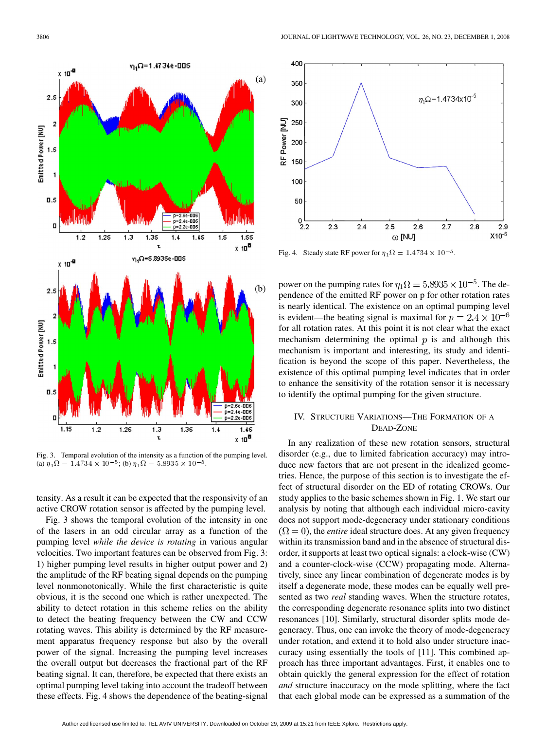Fig. 3. Temporal evolution of the intensity as a function of the pumping level. (a) $\eta_1\Omega = 1.4734 \times 10^{-5}$; (b) $\eta_1\Omega = 5.8935 \times 10^{-5}$.

Fig. 4. Steady state RF power for $\eta_1\Omega = 1.4734 \times 10^{-5}$.

tensity. As a result it can be expected that the responsivity of an active CROW rotation sensor is affected by the pumping level.

Fig. 3 shows the temporal evolution of the intensity in one of the lasers in an odd circular array as a function of the pumping level *while the device is rotating* in various angular velocities. Two important features can be observed from Fig. 3: 1) higher pumping level results in higher output power and 2) the amplitude of the RF beating signal depends on the pumping level nonmonotonically. While the first characteristic is quite obvious, it is the second one which is rather unexpected. The ability to detect rotation in this scheme relies on the ability to detect the beating frequency between the CW and CCW rotating waves. This ability is determined by the RF measurement apparatus frequency response but also by the overall power of the signal. Increasing the pumping level increases the overall output but decreases the fractional part of the RF beating signal. It can, therefore, be expected that there exists an optimal pumping level taking into account the tradeoff between these effects. Fig. 4 shows the dependence of the beating-signal power on the pumping rates for $\eta_1\Omega = 5.8935 \times 10^{-5}$. The dependence of the emitted RF power on p for other rotation rates is nearly identical. The existence on an optimal pumping level is evident—the beating signal is maximal for $p = 2.4 \times 10^{-6}$ for all rotation rates. At this point it is not clear what the exact mechanism determining the optimal $p$ is and although this mechanism is important and interesting, its study and identification is beyond the scope of this paper. Nevertheless, the existence of this optimal pumping level indicates that in order to enhance the sensitivity of the rotation sensor it is necessary to identify the optimal pumping for the given structure.

## IV. Structure Variations—The Formation of a Dead-Zone

In any realization of these new rotation sensors, structural disorder (e.g., due to limited fabrication accuracy) may introduce new factors that are not present in the idealized geometries. Hence, the purpose of this section is to investigate the effect of structural disorder on the ED of rotating CROWs. Our study applies to the basic schemes shown in Fig. 1. We start our analysis by noting that although each individual micro-cavity does not support mode-degeneracy under stationary conditions ($\Omega = 0$), the *entire* ideal structure does. At any given frequency within its transmission band and in the absence of structural disorder, it supports at least two optical signals: a clock-wise (CW) and a counter-clock-wise (CCW) propagating mode. Alternatively, since any linear combination of degenerate modes is by itself a degenerate mode, these modes can be equally well presented as two *real* standing waves. When the structure rotates, the corresponding degenerate resonance splits into two distinct resonances [10]. Similarly, structural disorder splits mode degeneracy. Thus, one can invoke the theory of mode-degeneracy under rotation, and extend it to hold also under structure inaccuracy using essentially the tools of [11]. This combined approach has three important advantages. First, it enables one to obtain quickly the general expression for the effect of rotation *and* structure inaccuracy on the mode splitting, where the fact that each global mode can be expressed as a summation of the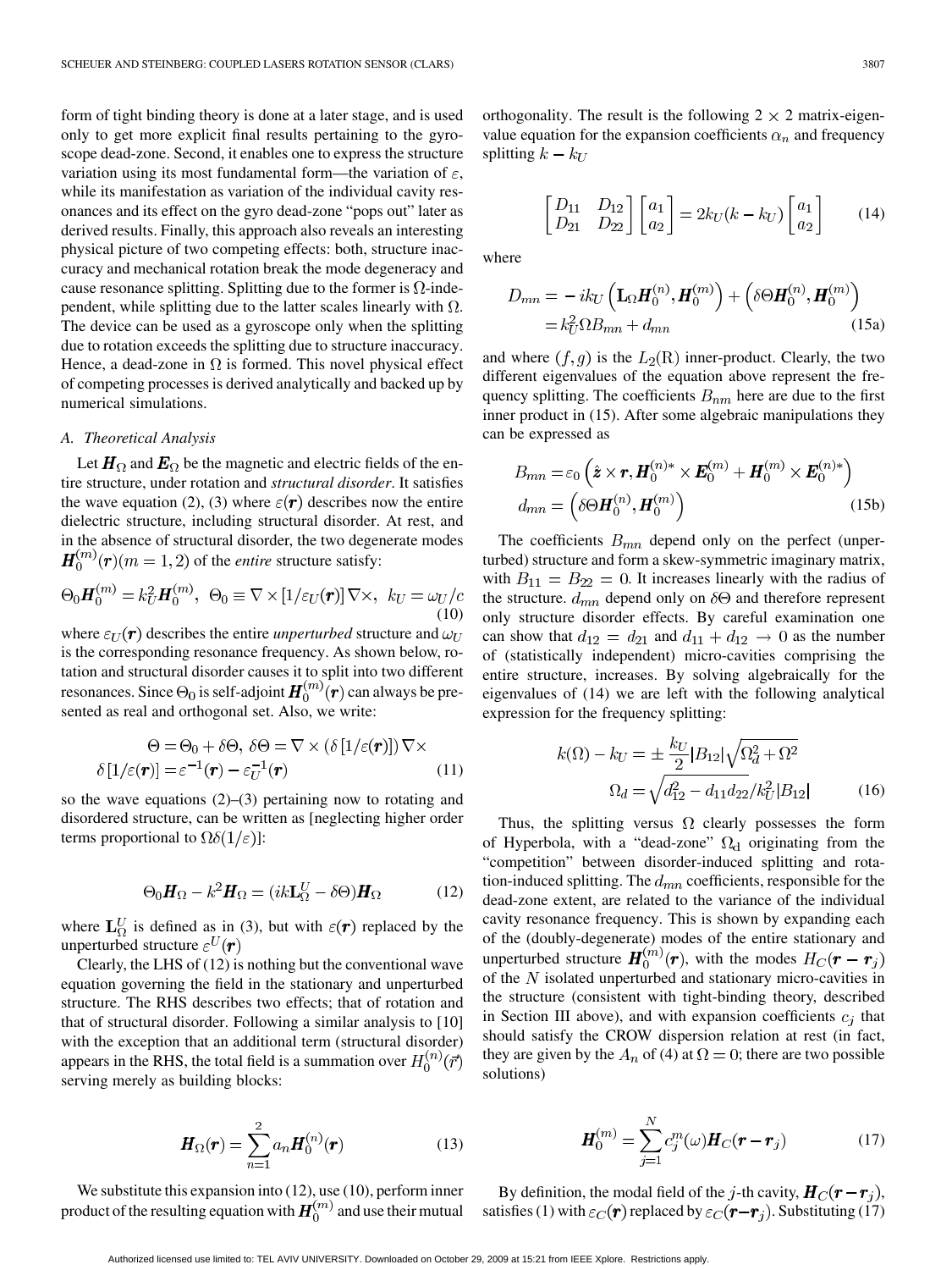form of tight binding theory is done at a later stage, and is used only to get more explicit final results pertaining to the gyroscope dead-zone. Second, it enables one to express the structure variation using its most fundamental form—the variation of $\varepsilon$, while its manifestation as variation of the individual cavity resonances and its effect on the gyro dead-zone "pops out" later as derived results. Finally, this approach also reveals an interesting physical picture of two competing effects: both, structure inaccuracy and mechanical rotation break the mode degeneracy and cause resonance splitting. Splitting due to the former is $\Omega$-independent, while splitting due to the latter scales linearly with $\Omega$. The device can be used as a gyroscope only when the splitting due to rotation exceeds the splitting due to structure inaccuracy. Hence, a dead-zone in $\Omega$ is formed. This novel physical effect of competing processes is derived analytically and backed up by numerical simulations.

### *A. Theoretical Analysis*

Let $\boldsymbol{H}_\Omega$ and $\boldsymbol{E}_\Omega$ be the magnetic and electric fields of the entire structure, under rotation and *structural disorder*. It satisfies the wave equation (2), (3) where $\varepsilon(\boldsymbol{r})$ describes now the entire dielectric structure, including structural disorder. At rest, and in the absence of structural disorder, the two degenerate modes $\boldsymbol{H}_0^{(m)}(\boldsymbol{r})(m=1,2)$ of the *entire* structure satisfy:

$$\Theta_0 \boldsymbol{H}_0^{(m)} = k_U^2 \boldsymbol{H}_0^{(m)}, \;\; \Theta_0 \equiv \nabla \times [1/\varepsilon_U(\boldsymbol{r})] \nabla \times, \;\; k_U = \omega_U / c \tag{10}$$

where $\varepsilon_U(\boldsymbol{r})$ describes the entire *unperturbed* structure and $\omega_U$ is the corresponding resonance frequency. As shown below, rotation and structural disorder causes it to split into two different resonances. Since $\Theta_0$ is self-adjoint $\boldsymbol{H}_0^{(m)}(\boldsymbol{r})$ can always be presented as real and orthogonal set. Also, we write:

$$\begin{gathered}\Theta = \Theta_0 + \delta\Theta, \; \delta\Theta = \nabla \times (\delta [1/\varepsilon(\boldsymbol{r})]) \nabla \times \\ \delta [1/\varepsilon(\boldsymbol{r})] = \varepsilon^{-1}(\boldsymbol{r}) - \varepsilon_U^{-1}(\boldsymbol{r})\end{gathered} \tag{11}$$

so the wave equations (2)–(3) pertaining now to rotating and disordered structure, can be written as [neglecting higher order terms proportional to $\Omega\delta(1/\varepsilon)$]:

$$\Theta_0 \boldsymbol{H}_\Omega - k^2 \boldsymbol{H}_\Omega = (ik\mathbf{L}_\Omega^U - \delta\Theta)\boldsymbol{H}_\Omega \tag{12}$$

where $\mathbf{L}_\Omega^U$ is defined as in (3), but with $\varepsilon(\boldsymbol{r})$ replaced by the unperturbed structure $\varepsilon^U(\boldsymbol{r})$

Clearly, the LHS of (12) is nothing but the conventional wave equation governing the field in the stationary and unperturbed structure. The RHS describes two effects; that of rotation and that of structural disorder. Following a similar analysis to [10] with the exception that an additional term (structural disorder) appears in the RHS, the total field is a summation over $H_0^{(n)}(\vec{r})$ serving merely as building blocks:

$$\boldsymbol{H}_\Omega(\boldsymbol{r}) = \sum_{n=1}^{2} a_n \boldsymbol{H}_0^{(n)}(\boldsymbol{r}) \tag{13}$$

We substitute this expansion into (12), use (10), perform inner product of the resulting equation with $\boldsymbol{H}_0^{(m)}$ and use their mutual orthogonality. The result is the following $2 \times 2$ matrix-eigenvalue equation for the expansion coefficients $\alpha_n$ and frequency splitting $k - k_U$

$$\begin{bmatrix} D_{11} & D_{12} \\ D_{21} & D_{22} \end{bmatrix} \begin{bmatrix} a_1 \\ a_2 \end{bmatrix} = 2k_U(k-k_U) \begin{bmatrix} a_1 \\ a_2 \end{bmatrix} \tag{14}$$

where

$$\begin{aligned} D_{mn} &= -ik_U \left( \mathbf{L}_\Omega \boldsymbol{H}_0^{(n)}, \boldsymbol{H}_0^{(m)} \right) + \left( \delta\Theta \boldsymbol{H}_0^{(n)}, \boldsymbol{H}_0^{(m)} \right) \\ &= k_U^2 \Omega B_{mn} + d_{mn} \end{aligned} \tag{15a}$$

and where $(f,g)$ is the $L_2(\mathrm{R})$ inner-product. Clearly, the two different eigenvalues of the equation above represent the frequency splitting. The coefficients $B_{nm}$ here are due to the first inner product in (15). After some algebraic manipulations they can be expressed as

$$\begin{aligned} B_{mn} &= \varepsilon_0 \left( \hat{\boldsymbol{z}} \times \boldsymbol{r}, \boldsymbol{H}_0^{(n)*} \times \boldsymbol{E}_0^{(m)} + \boldsymbol{H}_0^{(m)} \times \boldsymbol{E}_0^{(n)*} \right) \\ d_{mn} &= \left( \delta\Theta \boldsymbol{H}_0^{(n)}, \boldsymbol{H}_0^{(m)} \right) \end{aligned} \tag{15b}$$

The coefficients $B_{mn}$ depend only on the perfect (unperturbed) structure and form a skew-symmetric imaginary matrix, with $B_{11} = B_{22} = 0$. It increases linearly with the radius of the structure. $d_{mn}$ depend only on $\delta\Theta$ and therefore represent only structure disorder effects. By careful examination one can show that $d_{12} = d_{21}$ and $d_{11} + d_{12} \to 0$ as the number of (statistically independent) micro-cavities comprising the entire structure, increases. By solving algebraically for the eigenvalues of (14) we are left with the following analytical expression for the frequency splitting:

$$\begin{aligned} k(\Omega) - k_U &= \pm \frac{k_U}{2} |B_{12}| \sqrt{\Omega_d^2 + \Omega^2} \\ \Omega_d &= \sqrt{d_{12}^2 - d_{11} d_{22}} / k_U^2 |B_{12}| \end{aligned} \tag{16}$$

Thus, the splitting versus $\Omega$ clearly possesses the form of Hyperbola, with a "dead-zone" $\Omega_\mathrm{d}$ originating from the "competition" between disorder-induced splitting and rotation-induced splitting. The $d_{mn}$ coefficients, responsible for the dead-zone extent, are related to the variance of the individual cavity resonance frequency. This is shown by expanding each of the (doubly-degenerate) modes of the entire stationary and unperturbed structure $\boldsymbol{H}_0^{(m)}(\boldsymbol{r})$, with the modes $H_C(\boldsymbol{r} - \boldsymbol{r}_j)$ of the $N$ isolated unperturbed and stationary micro-cavities in the structure (consistent with tight-binding theory, described in Section III above), and with expansion coefficients $c_j$ that should satisfy the CROW dispersion relation at rest (in fact, they are given by the $A_n$ of (4) at $\Omega = 0$; there are two possible solutions)

$$\boldsymbol{H}_0^{(m)} = \sum_{j=1}^{N} c_j^m(\omega) \boldsymbol{H}_C(\boldsymbol{r} - \boldsymbol{r}_j) \tag{17}$$

By definition, the modal field of the $j$-th cavity, $\boldsymbol{H}_C(\boldsymbol{r} - \boldsymbol{r}_j)$, satisfies (1) with $\varepsilon_C(\boldsymbol{r})$ replaced by $\varepsilon_C(\boldsymbol{r} - \boldsymbol{r}_j)$. Substituting (17)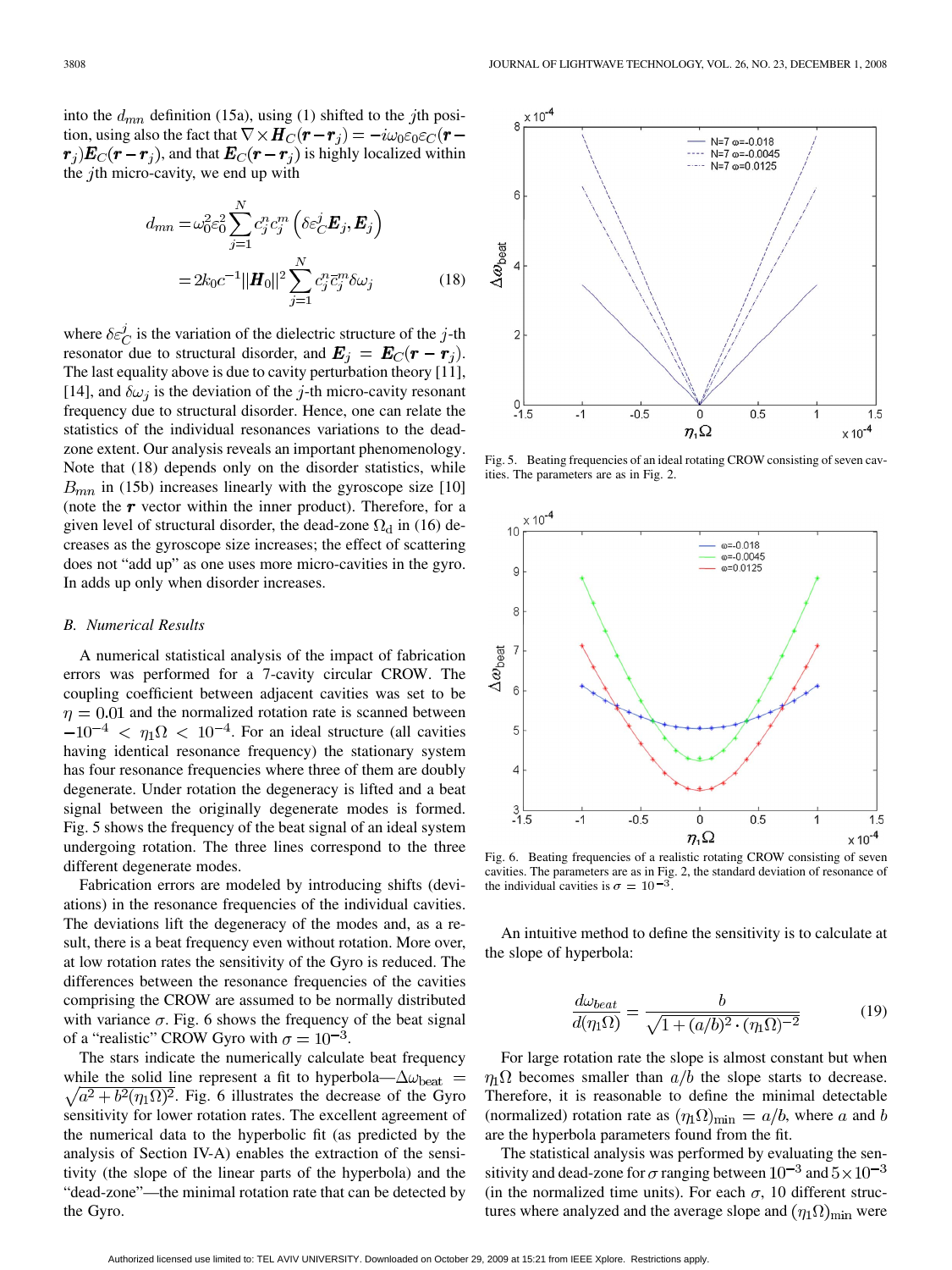into the $d_{mn}$ definition (15a), using (1) shifted to the $j$th position, using also the fact that $\nabla \times \boldsymbol{H}_C(\boldsymbol{r}-\boldsymbol{r}_j) = -i\omega_0\varepsilon_0\varepsilon_C(\boldsymbol{r}-\boldsymbol{r}_j)\boldsymbol{E}_C(\boldsymbol{r}-\boldsymbol{r}_j)$, and that $\boldsymbol{E}_C(\boldsymbol{r}-\boldsymbol{r}_j)$ is highly localized within the $j$th micro-cavity, we end up with

$$
\begin{aligned}
d_{mn} &= \omega_0^2\varepsilon_0^2 \sum_{j=1}^{N} c_j^n c_j^m \left(\delta\varepsilon_C^j \boldsymbol{E}_j, \boldsymbol{E}_j\right) \\
&= 2k_0 c^{-1} \|\boldsymbol{H}_0\|^2 \sum_{j=1}^{N} c_j^n \bar{c}_j^m \delta\omega_j
\end{aligned}
\tag{18}
$$

where $\delta\varepsilon_C^j$ is the variation of the dielectric structure of the $j$-th resonator due to structural disorder, and $\boldsymbol{E}_j = \boldsymbol{E}_C(\boldsymbol{r}-\boldsymbol{r}_j)$. The last equality above is due to cavity perturbation theory [11], [14], and $\delta\omega_j$ is the deviation of the $j$-th micro-cavity resonant frequency due to structural disorder. Hence, one can relate the statistics of the individual resonances variations to the dead-zone extent. Our analysis reveals an important phenomenology. Note that (18) depends only on the disorder statistics, while $B_{mn}$ in (15b) increases linearly with the gyroscope size [10] (note the $\boldsymbol{r}$ vector within the inner product). Therefore, for a given level of structural disorder, the dead-zone $\Omega_{\mathrm{d}}$ in (16) decreases as the gyroscope size increases; the effect of scattering does not "add up" as one uses more micro-cavities in the gyro. In adds up only when disorder increases.

### B. Numerical Results

A numerical statistical analysis of the impact of fabrication errors was performed for a 7-cavity circular CROW. The coupling coefficient between adjacent cavities was set to be $\eta = 0.01$ and the normalized rotation rate is scanned between $-10^{-4} < \eta_1\Omega < 10^{-4}$. For an ideal structure (all cavities having identical resonance frequency) the stationary system has four resonance frequencies where three of them are doubly degenerate. Under rotation the degeneracy is lifted and a beat signal between the originally degenerate modes is formed. Fig. 5 shows the frequency of the beat signal of an ideal system undergoing rotation. The three lines correspond to the three different degenerate modes.

Fabrication errors are modeled by introducing shifts (deviations) in the resonance frequencies of the individual cavities. The deviations lift the degeneracy of the modes and, as a result, there is a beat frequency even without rotation. More over, at low rotation rates the sensitivity of the Gyro is reduced. The differences between the resonance frequencies of the cavities comprising the CROW are assumed to be normally distributed with variance $\sigma$. Fig. 6 shows the frequency of the beat signal of a "realistic" CROW Gyro with $\sigma = 10^{-3}$.

The stars indicate the numerically calculate beat frequency while the solid line represent a fit to hyperbola—$\Delta\omega_{\mathrm{beat}} = \sqrt{a^2 + b^2(\eta_1\Omega)^2}$. Fig. 6 illustrates the decrease of the Gyro sensitivity for lower rotation rates. The excellent agreement of the numerical data to the hyperbolic fit (as predicted by the analysis of Section IV-A) enables the extraction of the sensitivity (the slope of the linear parts of the hyperbola) and the "dead-zone"—the minimal rotation rate that can be detected by the Gyro.

Fig. 5. Beating frequencies of an ideal rotating CROW consisting of seven cavities. The parameters are as in Fig. 2.

Fig. 6. Beating frequencies of a realistic rotating CROW consisting of seven cavities. The parameters are as in Fig. 2, the standard deviation of resonance of the individual cavities is $\sigma = 10^{-3}$.

An intuitive method to define the sensitivity is to calculate at the slope of hyperbola:

$$
\frac{d\omega_{beat}}{d(\eta_1\Omega)} = \frac{b}{\sqrt{1 + (a/b)^2 \cdot (\eta_1\Omega)^{-2}}}
\tag{19}
$$

For large rotation rate the slope is almost constant but when $\eta_1\Omega$ becomes smaller than $a/b$ the slope starts to decrease. Therefore, it is reasonable to define the minimal detectable (normalized) rotation rate as $(\eta_1\Omega)_{\min} = a/b$, where $a$ and $b$ are the hyperbola parameters found from the fit.

The statistical analysis was performed by evaluating the sensitivity and dead-zone for $\sigma$ ranging between $10^{-3}$ and $5\times10^{-3}$ (in the normalized time units). For each $\sigma$, 10 different structures where analyzed and the average slope and $(\eta_1\Omega)_{\min}$ were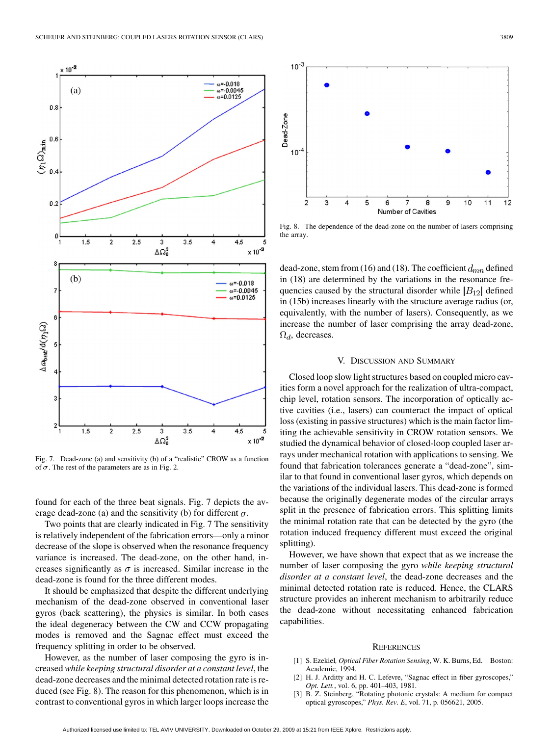Fig. 7. Dead-zone (a) and sensitivity (b) of a "realistic" CROW as a function of $\sigma$. The rest of the parameters are as in Fig. 2.

found for each of the three beat signals. Fig. 7 depicts the average dead-zone (a) and the sensitivity (b) for different $\sigma$.

Two points that are clearly indicated in Fig. 7 The sensitivity is relatively independent of the fabrication errors—only a minor decrease of the slope is observed when the resonance frequency variance is increased. The dead-zone, on the other hand, increases significantly as $\sigma$ is increased. Similar increase in the dead-zone is found for the three different modes.

It should be emphasized that despite the different underlying mechanism of the dead-zone observed in conventional laser gyros (back scattering), the physics is similar. In both cases the ideal degeneracy between the CW and CCW propagating modes is removed and the Sagnac effect must exceed the frequency splitting in order to be observed.

However, as the number of laser composing the gyro is increased *while keeping structural disorder at a constant level*, the dead-zone decreases and the minimal detected rotation rate is reduced (see Fig. 8). The reason for this phenomenon, which is in contrast to conventional gyros in which larger loops increase the dead-zone, stem from (16) and (18). The coefficient $d_{mn}$ defined in (18) are determined by the variations in the resonance frequencies caused by the structural disorder while $|B_{12}|$ defined in (15b) increases linearly with the structure average radius (or, equivalently, with the number of lasers). Consequently, as we increase the number of laser comprising the array dead-zone, $\Omega_d$, decreases.

Fig. 8. The dependence of the dead-zone on the number of lasers comprising the array.

## V. Discussion and Summary

Closed loop slow light structures based on coupled micro cavities form a novel approach for the realization of ultra-compact, chip level, rotation sensors. The incorporation of optically active cavities (i.e., lasers) can counteract the impact of optical loss (existing in passive structures) which is the main factor limiting the achievable sensitivity in CROW rotation sensors. We studied the dynamical behavior of closed-loop coupled laser arrays under mechanical rotation with applications to sensing. We found that fabrication tolerances generate a "dead-zone", similar to that found in conventional laser gyros, which depends on the variations of the individual lasers. This dead-zone is formed because the originally degenerate modes of the circular arrays split in the presence of fabrication errors. This splitting limits the minimal rotation rate that can be detected by the gyro (the rotation induced frequency different must exceed the original splitting).

However, we have shown that expect that as we increase the number of laser composing the gyro *while keeping structural disorder at a constant level*, the dead-zone decreases and the minimal detected rotation rate is reduced. Hence, the CLARS structure provides an inherent mechanism to arbitrarily reduce the dead-zone without necessitating enhanced fabrication capabilities.

## References

[1] S. Ezekiel, *Optical Fiber Rotation Sensing*, W. K. Burns, Ed. Boston: Academic, 1994.

[2] H. J. Arditty and H. C. Lefevre, "Sagnac effect in fiber gyroscopes," *Opt. Lett.*, vol. 6, pp. 401–403, 1981.

[3] B. Z. Steinberg, "Rotating photonic crystals: A medium for compact optical gyroscopes," *Phys. Rev. E*, vol. 71, p. 056621, 2005.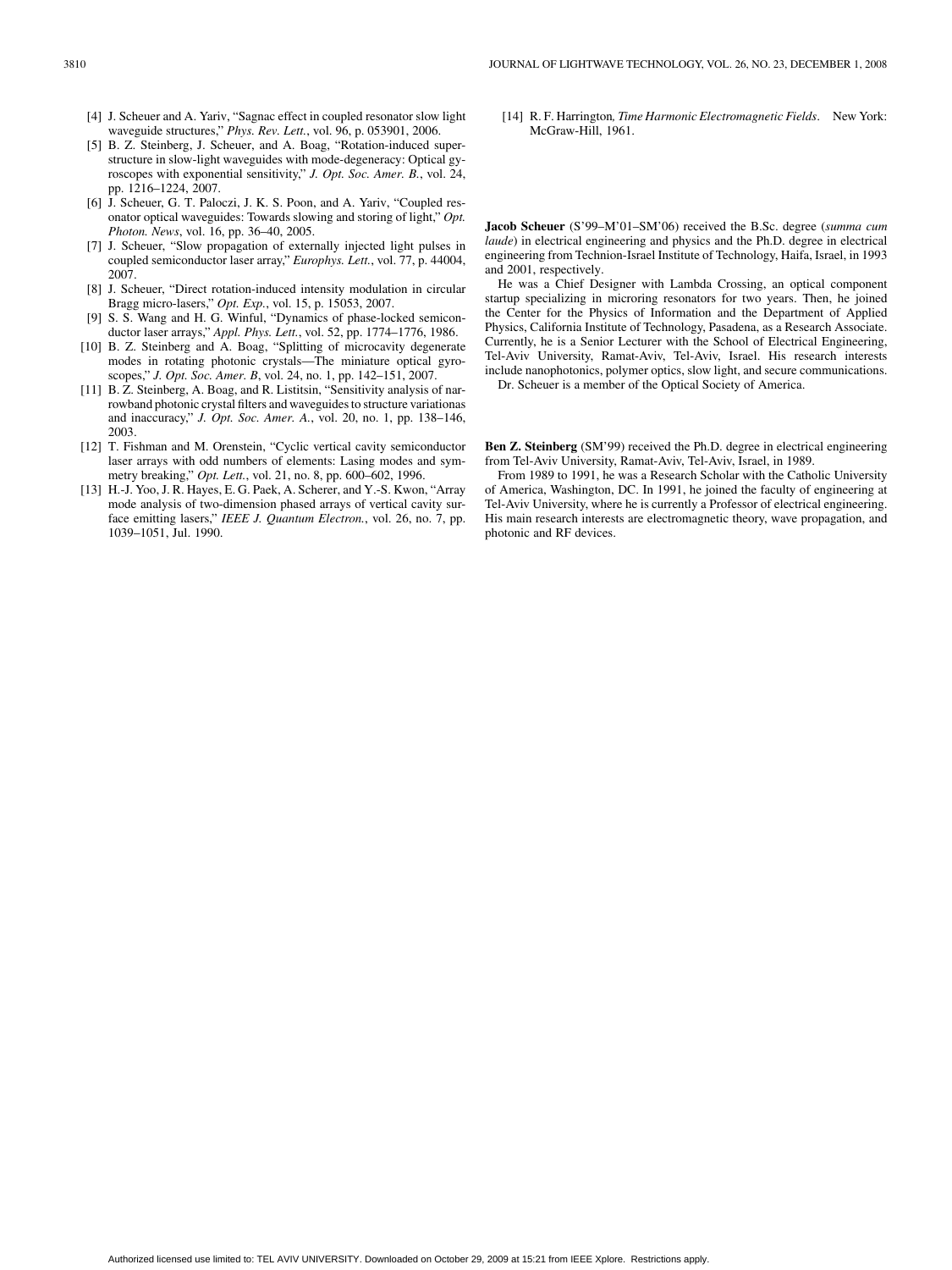[4] J. Scheuer and A. Yariv, "Sagnac effect in coupled resonator slow light waveguide structures," *Phys. Rev. Lett.*, vol. 96, p. 053901, 2006.

[5] B. Z. Steinberg, J. Scheuer, and A. Boag, "Rotation-induced superstructure in slow-light waveguides with mode-degeneracy: Optical gyroscopes with exponential sensitivity," *J. Opt. Soc. Amer. B.*, vol. 24, pp. 1216–1224, 2007.

[6] J. Scheuer, G. T. Paloczi, J. K. S. Poon, and A. Yariv, "Coupled resonator optical waveguides: Towards slowing and storing of light," *Opt. Photon. News*, vol. 16, pp. 36–40, 2005.

[7] J. Scheuer, "Slow propagation of externally injected light pulses in coupled semiconductor laser array," *Europhys. Lett.*, vol. 77, p. 44004, 2007.

[8] J. Scheuer, "Direct rotation-induced intensity modulation in circular Bragg micro-lasers," *Opt. Exp.*, vol. 15, p. 15053, 2007.

[9] S. S. Wang and H. G. Winful, "Dynamics of phase-locked semiconductor laser arrays," *Appl. Phys. Lett.*, vol. 52, pp. 1774–1776, 1986.

[10] B. Z. Steinberg and A. Boag, "Splitting of microcavity degenerate modes in rotating photonic crystals—The miniature optical gyroscopes," *J. Opt. Soc. Amer. B*, vol. 24, no. 1, pp. 142–151, 2007.

[11] B. Z. Steinberg, A. Boag, and R. Lisitsin, "Sensitivity analysis of narrowband photonic crystal filters and waveguides to structure variationas and inaccuracy," *J. Opt. Soc. Amer. A.*, vol. 20, no. 1, pp. 138–146, 2003.

[12] T. Fishman and M. Orenstein, "Cyclic vertical cavity semiconductor laser arrays with odd numbers of elements: Lasing modes and symmetry breaking," *Opt. Lett.*, vol. 21, no. 8, pp. 600–602, 1996.

[13] H.-J. Yoo, J. R. Hayes, E. G. Paek, A. Scherer, and Y.-S. Kwon, "Array mode analysis of two-dimension phased arrays of vertical cavity surface emitting lasers," *IEEE J. Quantum Electron.*, vol. 26, no. 7, pp. 1039–1051, Jul. 1990.

[14] R. F. Harrington, *Time Harmonic Electromagnetic Fields*. New York: McGraw-Hill, 1961.

**Jacob Scheuer** (S'99–M'01–SM'06) received the B.Sc. degree (*summa cum laude*) in electrical engineering and physics and the Ph.D. degree in electrical engineering from Technion-Israel Institute of Technology, Haifa, Israel, in 1993 and 2001, respectively.

He was a Chief Designer with Lambda Crossing, an optical component startup specializing in microring resonators for two years. Then, he joined the Center for the Physics of Information and the Department of Applied Physics, California Institute of Technology, Pasadena, as a Research Associate. Currently, he is a Senior Lecturer with the School of Electrical Engineering, Tel-Aviv University, Ramat-Aviv, Tel-Aviv, Israel. His research interests include nanophotonics, polymer optics, slow light, and secure communications.

Dr. Scheuer is a member of the Optical Society of America.

**Ben Z. Steinberg** (SM'99) received the Ph.D. degree in electrical engineering from Tel-Aviv University, Ramat-Aviv, Tel-Aviv, Israel, in 1989.

From 1989 to 1991, he was a Research Scholar with the Catholic University of America, Washington, DC. In 1991, he joined the faculty of engineering at Tel-Aviv University, where he is currently a Professor of electrical engineering. His main research interests are electromagnetic theory, wave propagation, and photonic and RF devices.